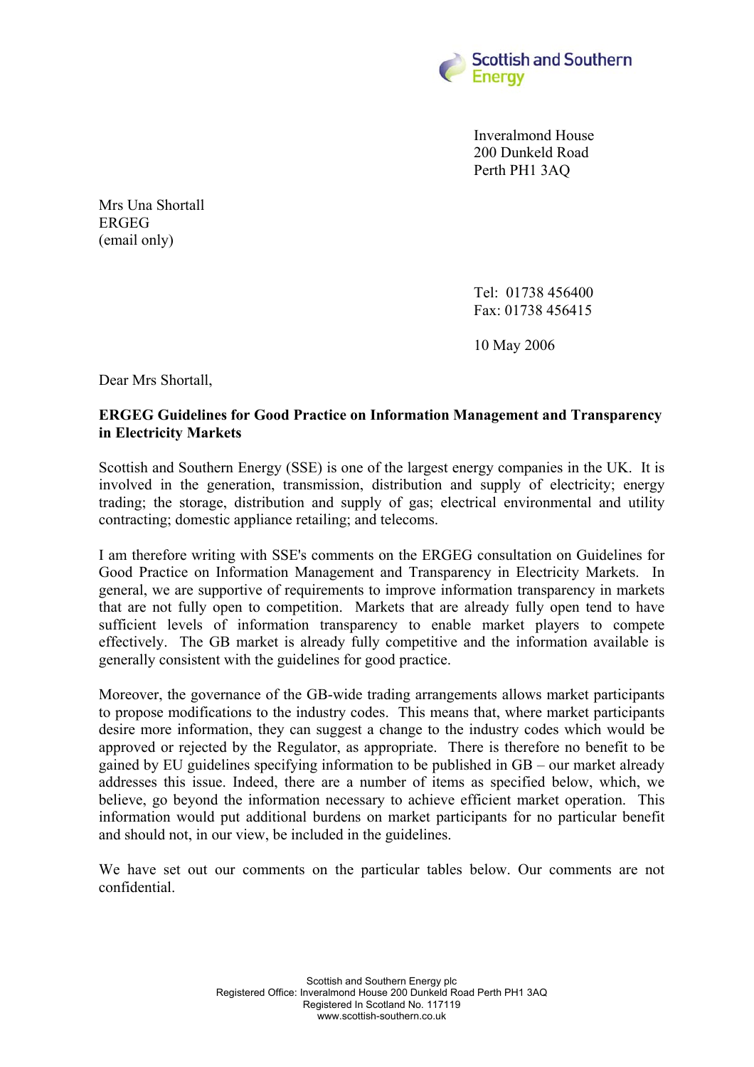Scottish and Southern Energy

Inveralmond House
200 Dunkeld Road
Perth PH1 3AQ

Mrs Una Shortall
ERGEG
(email only)

Tel: 01738 456400
Fax: 01738 456415

10 May 2006

Dear Mrs Shortall,

**ERGEG Guidelines for Good Practice on Information Management and Transparency in Electricity Markets**

Scottish and Southern Energy (SSE) is one of the largest energy companies in the UK. It is involved in the generation, transmission, distribution and supply of electricity; energy trading; the storage, distribution and supply of gas; electrical environmental and utility contracting; domestic appliance retailing; and telecoms.

I am therefore writing with SSE's comments on the ERGEG consultation on Guidelines for Good Practice on Information Management and Transparency in Electricity Markets. In general, we are supportive of requirements to improve information transparency in markets that are not fully open to competition. Markets that are already fully open tend to have sufficient levels of information transparency to enable market players to compete effectively. The GB market is already fully competitive and the information available is generally consistent with the guidelines for good practice.

Moreover, the governance of the GB-wide trading arrangements allows market participants to propose modifications to the industry codes. This means that, where market participants desire more information, they can suggest a change to the industry codes which would be approved or rejected by the Regulator, as appropriate. There is therefore no benefit to be gained by EU guidelines specifying information to be published in GB – our market already addresses this issue. Indeed, there are a number of items as specified below, which, we believe, go beyond the information necessary to achieve efficient market operation. This information would put additional burdens on market participants for no particular benefit and should not, in our view, be included in the guidelines.

We have set out our comments on the particular tables below. Our comments are not confidential.

Scottish and Southern Energy plc
Registered Office: Inveralmond House 200 Dunkeld Road Perth PH1 3AQ
Registered In Scotland No. 117119
www.scottish-southern.co.uk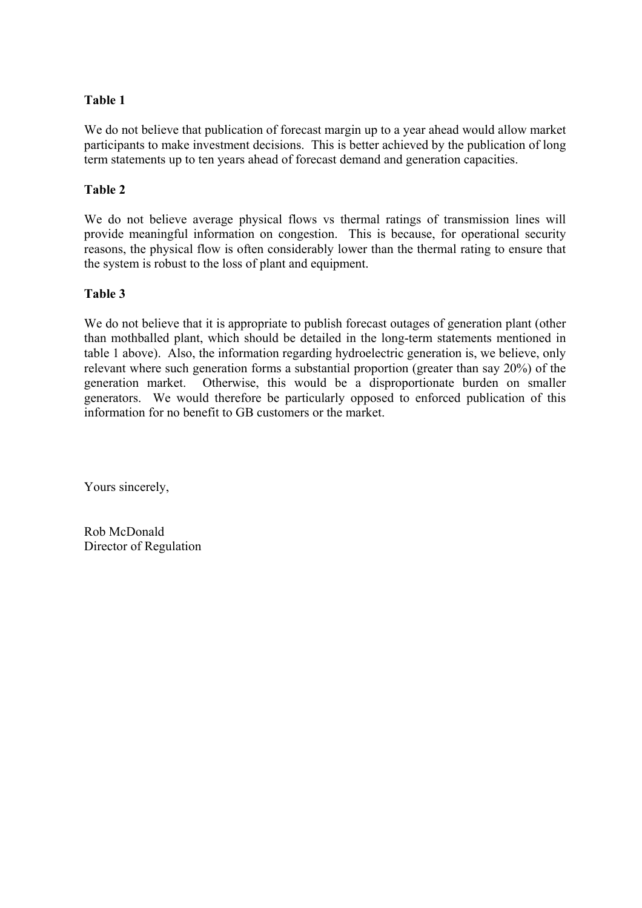**Table 1**

We do not believe that publication of forecast margin up to a year ahead would allow market participants to make investment decisions. This is better achieved by the publication of long term statements up to ten years ahead of forecast demand and generation capacities.

**Table 2**

We do not believe average physical flows vs thermal ratings of transmission lines will provide meaningful information on congestion. This is because, for operational security reasons, the physical flow is often considerably lower than the thermal rating to ensure that the system is robust to the loss of plant and equipment.

**Table 3**

We do not believe that it is appropriate to publish forecast outages of generation plant (other than mothballed plant, which should be detailed in the long-term statements mentioned in table 1 above). Also, the information regarding hydroelectric generation is, we believe, only relevant where such generation forms a substantial proportion (greater than say 20%) of the generation market. Otherwise, this would be a disproportionate burden on smaller generators. We would therefore be particularly opposed to enforced publication of this information for no benefit to GB customers or the market.

Yours sincerely,

Rob McDonald
Director of Regulation